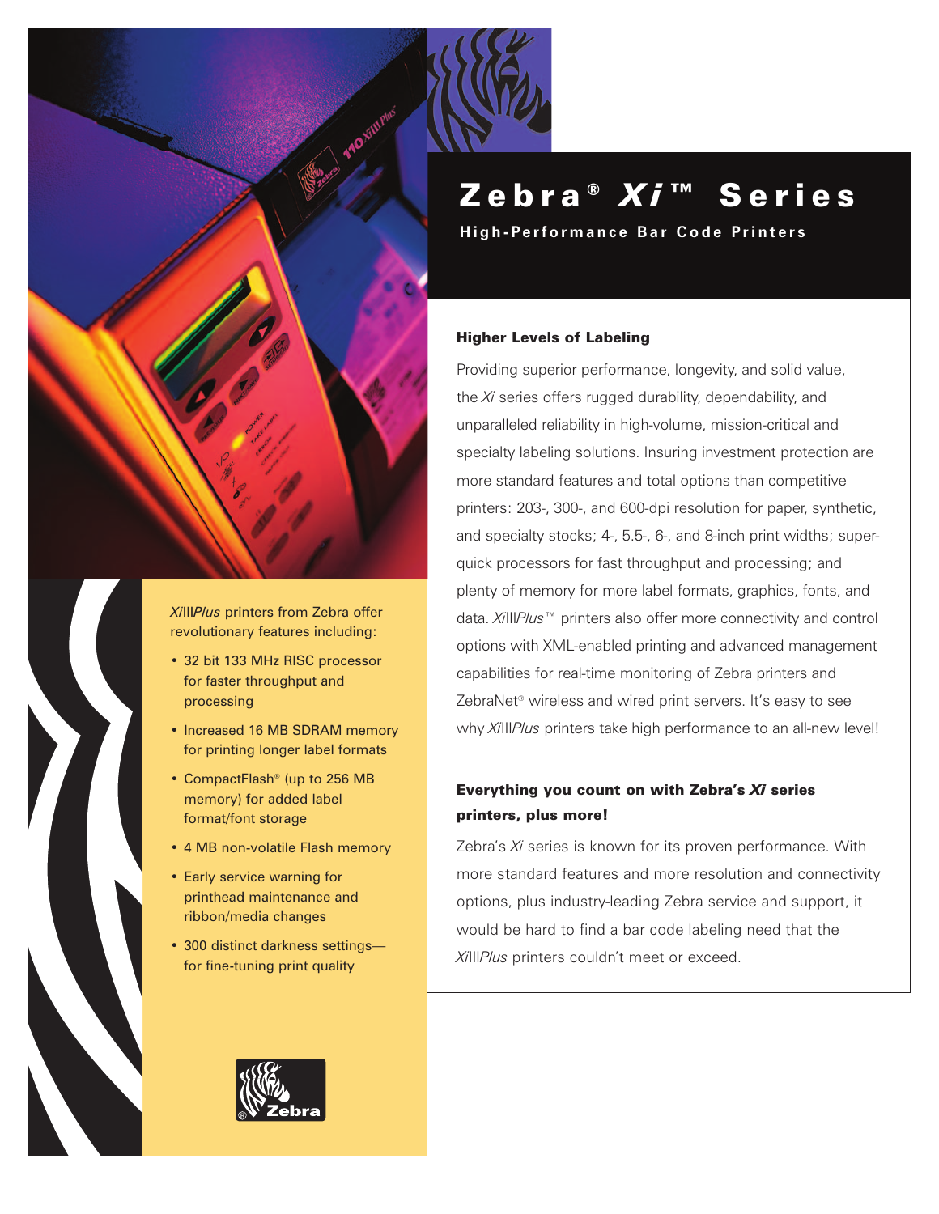# Zebra® *Xi*™ Series

**High-Performance Bar Code Printers**

## Higher Levels of Labeling

Providing superior performance, longevity, and solid value, the *Xi* series offers rugged durability, dependability, and unparalleled reliability in high-volume, mission-critical and specialty labeling solutions. Insuring investment protection are more standard features and total options than competitive printers: 203-, 300-, and 600-dpi resolution for paper, synthetic, and specialty stocks; 4-, 5.5-, 6-, and 8-inch print widths; super-quick processors for fast throughput and processing; and plenty of memory for more label formats, graphics, fonts, and data. *Xi*III*Plus*™ printers also offer more connectivity and control options with XML-enabled printing and advanced management capabilities for real-time monitoring of Zebra printers and ZebraNet® wireless and wired print servers. It's easy to see why *Xi*III*Plus* printers take high performance to an all-new level!

## Everything you count on with Zebra's *Xi* series printers, plus more!

Zebra's *Xi* series is known for its proven performance. With more standard features and more resolution and connectivity options, plus industry-leading Zebra service and support, it would be hard to find a bar code labeling need that the *Xi*III*Plus* printers couldn't meet or exceed.

*Xi*III*Plus* printers from Zebra offer revolutionary features including:

- 32 bit 133 MHz RISC processor for faster throughput and processing
- Increased 16 MB SDRAM memory for printing longer label formats
- CompactFlash® (up to 256 MB memory) for added label format/font storage
- 4 MB non-volatile Flash memory
- Early service warning for printhead maintenance and ribbon/media changes
- 300 distinct darkness settings—for fine-tuning print quality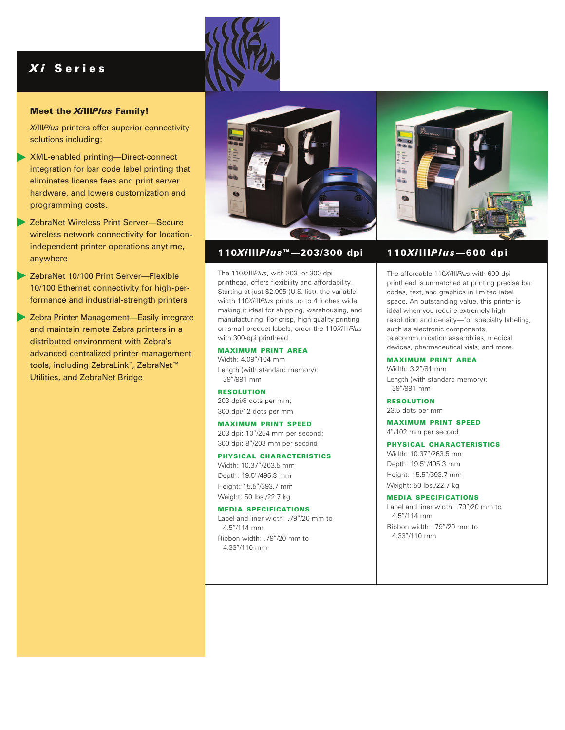# *Xi* Series

## Meet the *Xi*III*Plus* Family!

*Xi*III*Plus* printers offer superior connectivity solutions including:

- XML-enabled printing—Direct-connect integration for bar code label printing that eliminates license fees and print server hardware, and lowers customization and programming costs.
- ZebraNet Wireless Print Server—Secure wireless network connectivity for location-independent printer operations anytime, anywhere
- ZebraNet 10/100 Print Server—Flexible 10/100 Ethernet connectivity for high-performance and industrial-strength printers
- Zebra Printer Management—Easily integrate and maintain remote Zebra printers in a distributed environment with Zebra's advanced centralized printer management tools, including ZebraLink™, ZebraNet™ Utilities, and ZebraNet Bridge

## 110*Xi*III*Plus*™—203/300 dpi

The 110*Xi*III*Plus*, with 203- or 300-dpi printhead, offers flexibility and affordability. Starting at just $2,995 (U.S. list), the variable-width 110*Xi*III*Plus* prints up to 4 inches wide, making it ideal for shipping, warehousing, and manufacturing. For crisp, high-quality printing on small product labels, order the 110*Xi*III*Plus* with 300-dpi printhead.

**MAXIMUM PRINT AREA**

Width: 4.09"/104 mm

Length (with standard memory): 39"/991 mm

**RESOLUTION**

203 dpi/8 dots per mm;

300 dpi/12 dots per mm

**MAXIMUM PRINT SPEED**

203 dpi: 10"/254 mm per second;

300 dpi: 8"/203 mm per second

**PHYSICAL CHARACTERISTICS**

Width: 10.37"/263.5 mm

Depth: 19.5"/495.3 mm

Height: 15.5"/393.7 mm

Weight: 50 lbs./22.7 kg

**MEDIA SPECIFICATIONS**

Label and liner width: .79"/20 mm to 4.5"/114 mm

Ribbon width: .79"/20 mm to 4.33"/110 mm

## 110*Xi*III*Plus*—600 dpi

The affordable 110*Xi*III*Plus* with 600-dpi printhead is unmatched at printing precise bar codes, text, and graphics in limited label space. An outstanding value, this printer is ideal when you require extremely high resolution and density—for specialty labeling, such as electronic components, telecommunication assemblies, medical devices, pharmaceutical vials, and more.

**MAXIMUM PRINT AREA**

Width: 3.2"/81 mm

Length (with standard memory): 39"/991 mm

**RESOLUTION**

23.5 dots per mm

**MAXIMUM PRINT SPEED**

4"/102 mm per second

**PHYSICAL CHARACTERISTICS**

Width: 10.37"/263.5 mm

Depth: 19.5"/495.3 mm

Height: 15.5"/393.7 mm

Weight: 50 lbs./22.7 kg

**MEDIA SPECIFICATIONS**

Label and liner width: .79"/20 mm to 4.5"/114 mm

Ribbon width: .79"/20 mm to 4.33"/110 mm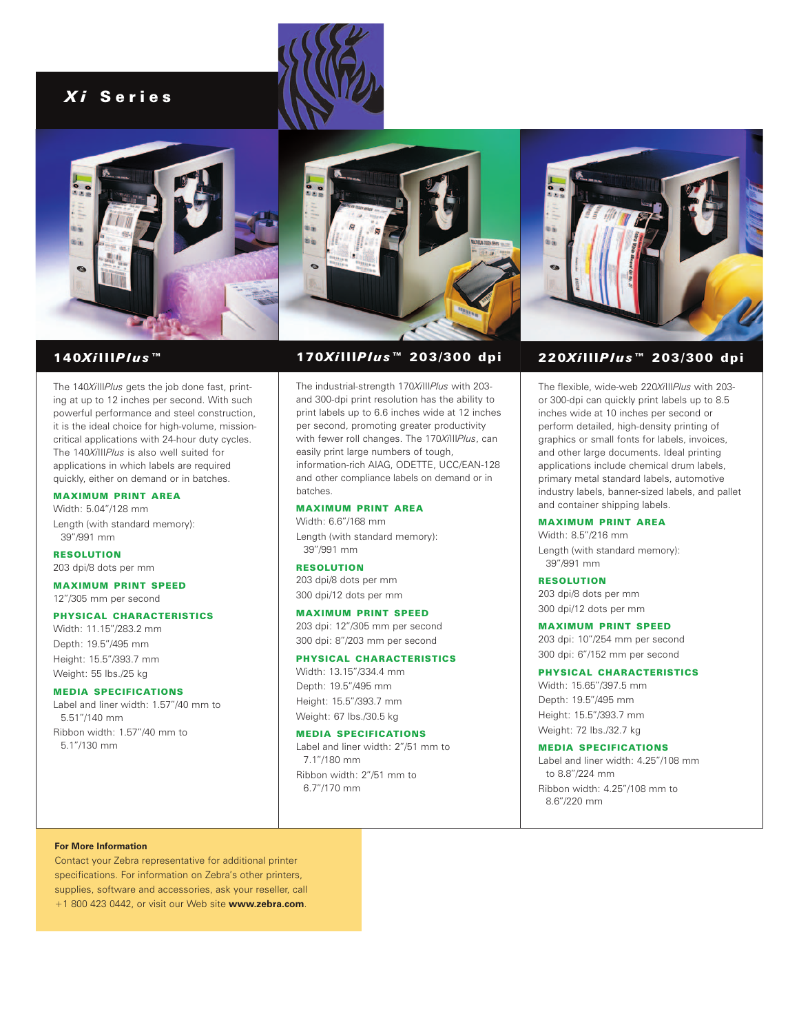# *Xi* Series

## 140*Xi*III*Plus*™

The 140*Xi*III*Plus* gets the job done fast, printing at up to 12 inches per second. With such powerful performance and steel construction, it is the ideal choice for high-volume, mission-critical applications with 24-hour duty cycles. The 140*Xi*III*Plus* is also well suited for applications in which labels are required quickly, either on demand or in batches.

**MAXIMUM PRINT AREA**

Width: 5.04"/128 mm

Length (with standard memory): 39"/991 mm

**RESOLUTION**

203 dpi/8 dots per mm

**MAXIMUM PRINT SPEED**

12"/305 mm per second

**PHYSICAL CHARACTERISTICS**

Width: 11.15"/283.2 mm

Depth: 19.5"/495 mm

Height: 15.5"/393.7 mm

Weight: 55 lbs./25 kg

**MEDIA SPECIFICATIONS**

Label and liner width: 1.57"/40 mm to 5.51"/140 mm

Ribbon width: 1.57"/40 mm to 5.1"/130 mm

## 170*Xi*III*Plus*™ 203/300 dpi

The industrial-strength 170*Xi*III*Plus* with 203- and 300-dpi print resolution has the ability to print labels up to 6.6 inches wide at 12 inches per second, promoting greater productivity with fewer roll changes. The 170*Xi*III*Plus*, can easily print large numbers of tough, information-rich AIAG, ODETTE, UCC/EAN-128 and other compliance labels on demand or in batches.

**MAXIMUM PRINT AREA**

Width: 6.6"/168 mm

Length (with standard memory): 39"/991 mm

**RESOLUTION**

203 dpi/8 dots per mm

300 dpi/12 dots per mm

**MAXIMUM PRINT SPEED**

203 dpi: 12"/305 mm per second

300 dpi: 8"/203 mm per second

**PHYSICAL CHARACTERISTICS**

Width: 13.15"/334.4 mm

Depth: 19.5"/495 mm

Height: 15.5"/393.7 mm

Weight: 67 lbs./30.5 kg

**MEDIA SPECIFICATIONS**

Label and liner width: 2"/51 mm to 7.1"/180 mm

Ribbon width: 2"/51 mm to 6.7"/170 mm

## 220*Xi*III*Plus*™ 203/300 dpi

The flexible, wide-web 220*Xi*III*Plus* with 203- or 300-dpi can quickly print labels up to 8.5 inches wide at 10 inches per second or perform detailed, high-density printing of graphics or small fonts for labels, invoices, and other large documents. Ideal printing applications include chemical drum labels, primary metal standard labels, automotive industry labels, banner-sized labels, and pallet and container shipping labels.

**MAXIMUM PRINT AREA**

Width: 8.5"/216 mm

Length (with standard memory): 39"/991 mm

**RESOLUTION**

203 dpi/8 dots per mm

300 dpi/12 dots per mm

**MAXIMUM PRINT SPEED**

203 dpi: 10"/254 mm per second

300 dpi: 6"/152 mm per second

**PHYSICAL CHARACTERISTICS**

Width: 15.65"/397.5 mm

Depth: 19.5"/495 mm

Height: 15.5"/393.7 mm

Weight: 72 lbs./32.7 kg

**MEDIA SPECIFICATIONS**

Label and liner width: 4.25"/108 mm to 8.8"/224 mm

Ribbon width: 4.25"/108 mm to 8.6"/220 mm

**For More Information**

Contact your Zebra representative for additional printer specifications. For information on Zebra's other printers, supplies, software and accessories, ask your reseller, call +1 800 423 0442, or visit our Web site **www.zebra.com**.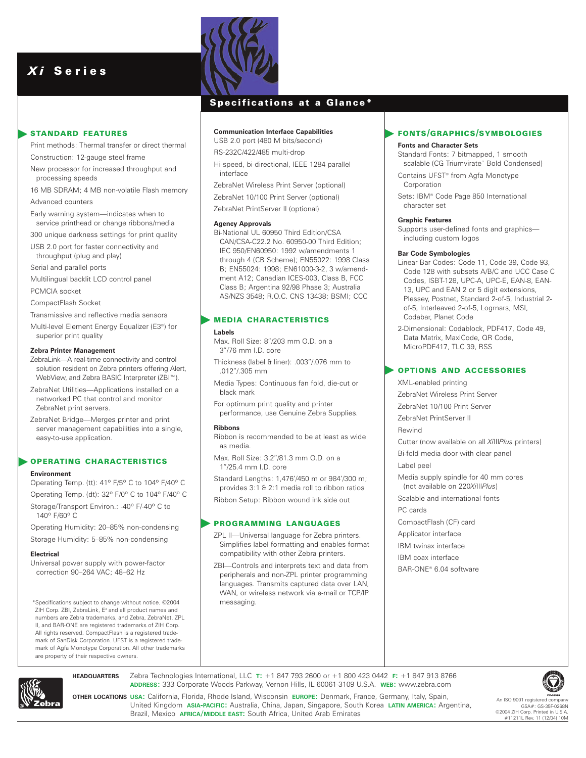# *Xi* Series

## Specifications at a Glance*

### STANDARD FEATURES

Print methods: Thermal transfer or direct thermal

Construction: 12-gauge steel frame

New processor for increased throughput and processing speeds

16 MB SDRAM; 4 MB non-volatile Flash memory

Advanced counters

Early warning system—indicates when to service printhead or change ribbons/media

300 unique darkness settings for print quality

USB 2.0 port for faster connectivity and throughput (plug and play)

Serial and parallel ports

Multilingual backlit LCD control panel

PCMCIA socket

CompactFlash Socket

Transmissive and reflective media sensors

Multi-level Element Energy Equalizer (E3®) for superior print quality

**Zebra Printer Management**

ZebraLink—A real-time connectivity and control solution resident on Zebra printers offering Alert, WebView, and Zebra BASIC Interpreter (ZBI™).

ZebraNet Utilities—Applications installed on a networked PC that control and monitor ZebraNet print servers.

ZebraNet Bridge—Merges printer and print server management capabilities into a single, easy-to-use application.

### OPERATING CHARACTERISTICS

**Environment**

Operating Temp. (tt): 41º F/5º C to 104º F/40º C

Operating Temp. (dt): 32º F/0º C to 104º F/40º C

Storage/Transport Environ.: -40º F/-40º C to 140º F/60º C

Operating Humidity: 20–85% non-condensing

Storage Humidity: 5–85% non-condensing

**Electrical**

Universal power supply with power-factor correction 90–264 VAC; 48–62 Hz

*Specifications subject to change without notice. ©2004 ZIH Corp. ZBI, ZebraLink, E3 and all product names and numbers are Zebra trademarks, and Zebra, ZebraNet, ZPL II, and BAR-ONE are registered trademarks of ZIH Corp. All rights reserved. CompactFlash is a registered trademark of SanDisk Corporation. UFST is a registered trademark of Agfa Monotype Corporation. All other trademarks are property of their respective owners.

**Communication Interface Capabilities**

USB 2.0 port (480 M bits/second)

RS-232C/422/485 multi-drop

Hi-speed, bi-directional, IEEE 1284 parallel interface

ZebraNet Wireless Print Server (optional)

ZebraNet 10/100 Print Server (optional)

ZebraNet PrintServer II (optional)

**Agency Approvals**

Bi-National UL 60950 Third Edition/CSA CAN/CSA-C22.2 No. 60950-00 Third Edition; IEC 950/EN60950: 1992 w/amendments 1 through 4 (CB Scheme); EN55022: 1998 Class B; EN55024: 1998; EN61000-3-2, 3 w/amendment A12; Canadian ICES-003, Class B, FCC Class B; Argentina 92/98 Phase 3; Australia AS/NZS 3548; R.O.C. CNS 13438; BSMI; CCC

### MEDIA CHARACTERISTICS

**Labels**

Max. Roll Size: 8"/203 mm O.D. on a 3"/76 mm I.D. core

Thickness (label & liner): .003"/.076 mm to .012"/.305 mm

Media Types: Continuous fan fold, die-cut or black mark

For optimum print quality and printer performance, use Genuine Zebra Supplies.

**Ribbons**

Ribbon is recommended to be at least as wide as media.

Max. Roll Size: 3.2"/81.3 mm O.D. on a 1"/25.4 mm I.D. core

Standard Lengths: 1,476'/450 m or 984'/300 m; provides 3:1 & 2:1 media roll to ribbon ratios

Ribbon Setup: Ribbon wound ink side out

### PROGRAMMING LANGUAGES

ZPL II—Universal language for Zebra printers. Simplifies label formatting and enables format compatibility with other Zebra printers.

ZBI—Controls and interprets text and data from peripherals and non-ZPL printer programming languages. Transmits captured data over LAN, WAN, or wireless network via e-mail or TCP/IP messaging.

### FONTS/GRAPHICS/SYMBOLOGIES

**Fonts and Character Sets**

Standard Fonts: 7 bitmapped, 1 smooth scalable (CG Triumvirate™ Bold Condensed)

Contains UFST® from Agfa Monotype Corporation

Sets: IBM® Code Page 850 International character set

**Graphic Features**

Supports user-defined fonts and graphics—including custom logos

**Bar Code Symbologies**

Linear Bar Codes: Code 11, Code 39, Code 93, Code 128 with subsets A/B/C and UCC Case C Codes, ISBT-128, UPC-A, UPC-E, EAN-8, EAN-13, UPC and EAN 2 or 5 digit extensions, Plessey, Postnet, Standard 2-of-5, Industrial 2-of-5, Interleaved 2-of-5, Logmars, MSI, Codabar, Planet Code

2-Dimensional: Codablock, PDF417, Code 49, Data Matrix, MaxiCode, QR Code, MicroPDF417, TLC 39, RSS

### OPTIONS AND ACCESSORIES

XML-enabled printing

ZebraNet Wireless Print Server

ZebraNet 10/100 Print Server

ZebraNet PrintServer II

Rewind

Cutter (now available on all *Xi*III*Plus* printers)

Bi-fold media door with clear panel

Label peel

Media supply spindle for 40 mm cores (not available on 220*Xi*III*Plus*)

Scalable and international fonts

PC cards

CompactFlash (CF) card

Applicator interface

IBM twinax interface

IBM coax interface

BAR-ONE® 6.04 software

**HEADQUARTERS** Zebra Technologies International, LLC **T:** +1 847 793 2600 or +1 800 423 0442 **F:** +1 847 913 8766 **ADDRESS:** 333 Corporate Woods Parkway, Vernon Hills, IL 60061-3109 U.S.A. **WEB:** www.zebra.com

**OTHER LOCATIONS** **USA:** California, Florida, Rhode Island, Wisconsin **EUROPE:** Denmark, France, Germany, Italy, Spain, United Kingdom **ASIA-PACIFIC:** Australia, China, Japan, Singapore, South Korea **LATIN AMERICA:** Argentina, Brazil, Mexico **AFRICA/MIDDLE EAST:** South Africa, United Arab Emirates

An ISO 9001 registered company
GSA#: GS-35F-0268N
©2004 ZIH Corp. Printed in U.S.A.
#11211L Rev. 11 (12/04) 10M